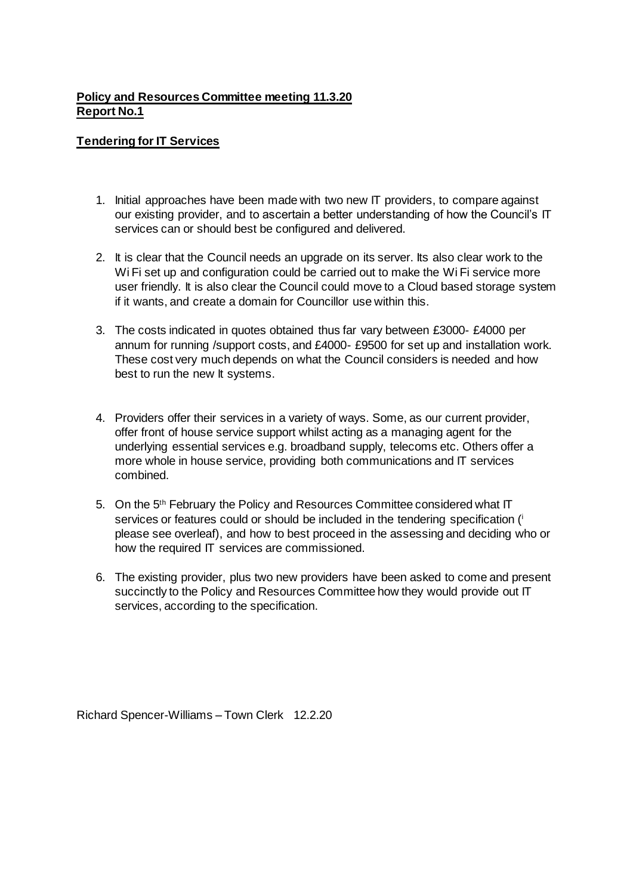**Policy and Resources Committee meeting 11.3.20**
**Report No.1**

**Tendering for IT Services**

1. Initial approaches have been made with two new IT providers, to compare against our existing provider, and to ascertain a better understanding of how the Council's IT services can or should best be configured and delivered.

2. It is clear that the Council needs an upgrade on its server. Its also clear work to the Wi Fi set up and configuration could be carried out to make the Wi Fi service more user friendly. It is also clear the Council could move to a Cloud based storage system if it wants, and create a domain for Councillor use within this.

3. The costs indicated in quotes obtained thus far vary between £3000- £4000 per annum for running /support costs, and £4000- £9500 for set up and installation work. These cost very much depends on what the Council considers is needed and how best to run the new It systems.

4. Providers offer their services in a variety of ways. Some, as our current provider, offer front of house service support whilst acting as a managing agent for the underlying essential services e.g. broadband supply, telecoms etc. Others offer a more whole in house service, providing both communications and IT services combined.

5. On the 5th February the Policy and Resources Committee considered what IT services or features could or should be included in the tendering specification ([i] please see overleaf), and how to best proceed in the assessing and deciding who or how the required IT services are commissioned.

6. The existing provider, plus two new providers have been asked to come and present succinctly to the Policy and Resources Committee how they would provide out IT services, according to the specification.

Richard Spencer-Williams – Town Clerk 12.2.20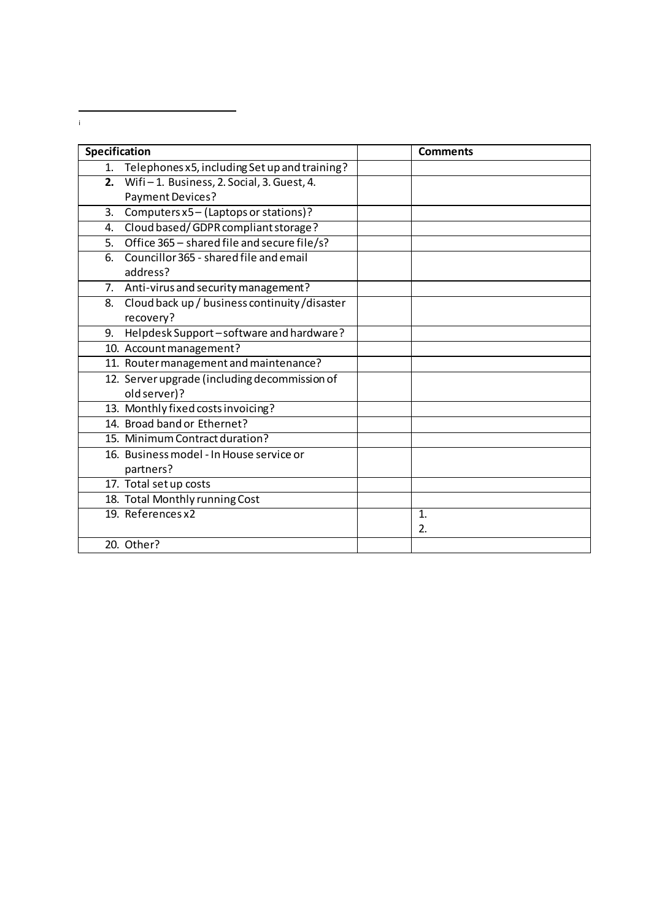| Specification | | Comments |
|---|---|---|
| 1. Telephones x5, including Set up and training? | | |
| **2.** Wifi – 1. Business, 2. Social, 3. Guest, 4. Payment Devices? | | |
| 3. Computers x5 – (Laptops or stations)? | | |
| 4. Cloud based/ GDPR compliant storage? | | |
| 5. Office 365 – shared file and secure file/s? | | |
| 6. Councillor 365 - shared file and email address? | | |
| 7. Anti-virus and security management? | | |
| 8. Cloud back up / business continuity /disaster recovery? | | |
| 9. Helpdesk Support – software and hardware? | | |
| 10. Account management? | | |
| 11. Router management and maintenance? | | |
| 12. Server upgrade (including decommission of old server)? | | |
| 13. Monthly fixed costs invoicing? | | |
| 14. Broad band or Ethernet? | | |
| 15. Minimum Contract duration? | | |
| 16. Business model - In House service or partners? | | |
| 17. Total set up costs | | |
| 18. Total Monthly running Cost | | |
| 19. References x2 | | 1.<br>2. |
| 20. Other? | | |